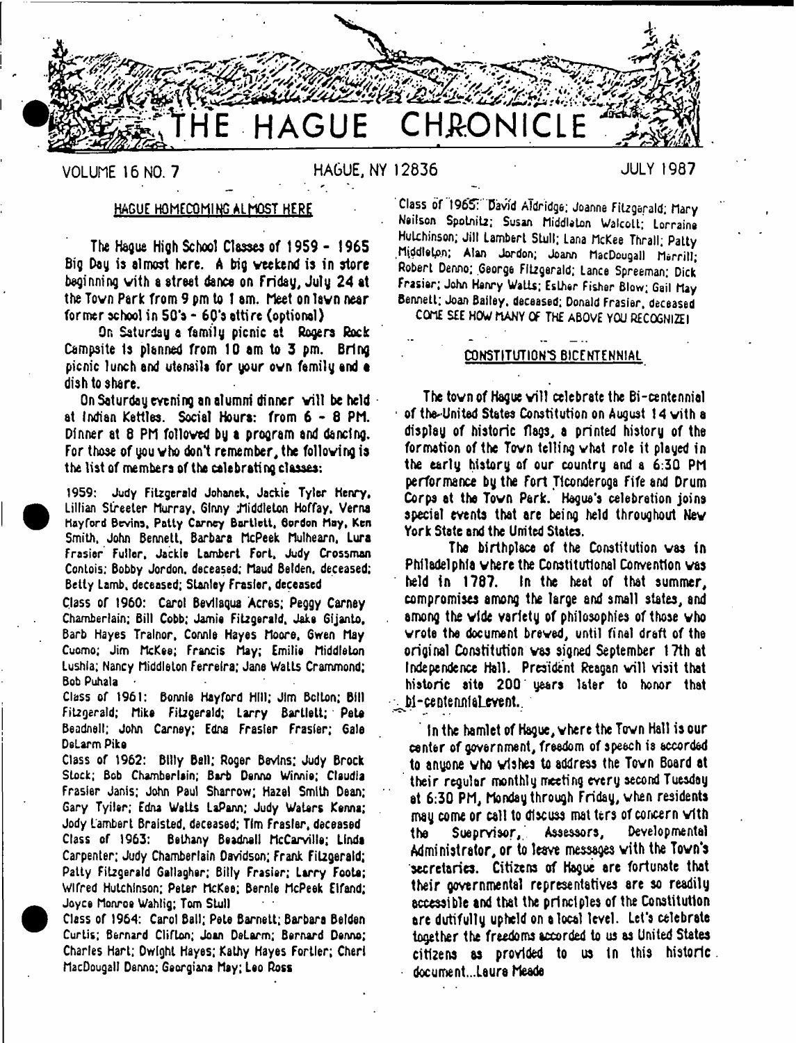# THE HAGUE CHRONICLE

VOLUME 16 NO. 7 HAGUE, NY 12836 JULY 1987

## HAGUE HOMECOMING ALMOST HERE

The Hague High School Classes of 1959 - 1965 Big Day is almost here. A big weekend is in store beginning with a street dance on Friday, July 24 at the Town Park from 9 pm to 1 am. Meet on lawn near former school in 50's - 60's attire (optional)

On Saturday a family picnic at Rogers Rock Campsite is planned from 10 am to 3 pm. Bring picnic lunch and utensils for your own family and a dish to share.

On Saturday evening an alumni dinner will be held at Indian Kettles. Social Hours: from 6 - 8 PM. Dinner at 8 PM followed by a program and dancing. For those of you who don't remember, the following is the list of members of the celebrating classes:

1959: Judy Fitzgerald Johanek, Jackie Tyler Henry, Lillian Streeter Murray, Ginny Middleton Hoffay, Verna Hayford Bevins, Patty Carney Bartlett, Gordon May, Ken Smith, John Bennett, Barbara McPeek Mulhearn, Lura Frasier Fuller, Jackie Lambert Fort, Judy Crossman Contois; Bobby Jordon, deceased; Maud Belden, deceased; Betty Lamb, deceased; Stanley Frasier, deceased

Class of 1960: Carol Bevilaqua Acres; Peggy Carney Chamberlain; Bill Cobb; Jamie Fitzgerald, Jake Gijanto, Barb Hayes Trainor, Connie Hayes Moore, Gwen May Cuomo; Jim McKee; Francis May; Emilie Middleton Lushia; Nancy Middleton Ferreira; Jane Watts Crammond; Bob Puhala

Class of 1961: Bonnie Hayford Hill; Jim Bolton; Bill Fitzgerald; Mike Fitzgerald; Larry Bartlett; Pete Beadnell; John Carney; Edna Frasier Frasier; Gale DeLarm Pike

Class of 1962: Billy Ball; Roger Bevins; Judy Brock Stock; Bob Chamberlain; Barb Denno Winnie; Claudia Frasier Janis; John Paul Sharrow; Hazel Smith Dean; Gary Tyiler; Edna Watts LaPann; Judy Waters Kenna; Jody Lambert Braisted, deceased; Tim Frasier, deceased

Class of 1963: Bethany Beadnall McCarville; Linda Carpenter; Judy Chamberlain Davidson; Frank Fitzgerald; Patty Fitzgerald Gallagher; Billy Frasier; Larry Foote; Wifred Hutchinson; Peter McKee; Bernie McPeek Elfand; Joyce Monroe Wahlig; Tom Stull

Class of 1964: Carol Ball; Pete Barnett; Barbara Belden Curtis; Bernard Clifton; Joan DeLarm; Bernard Denno; Charles Hart; Dwight Hayes; Kathy Hayes Fortier; Cheri MacDougall Denno; Georgiana May; Leo Ross

Class of 1965: David Aldridge; Joanne Fitzgerald; Mary Neilson Spotnitz; Susan Middleton Walcott; Lorraine Hutchinson; Jill Lambert Stull; Lana McKee Thrall; Patty Middleton; Alan Jordon; Joann MacDougall Merrill; Robert Denno; George Fitzgerald; Lance Spreeman; Dick Frasier; John Henry Watts; Esther Fisher Blow; Gail May Bennett; Joan Bailey, deceased; Donald Frasier, deceased

COME SEE HOW MANY OF THE ABOVE YOU RECOGNIZE!

## CONSTITUTION'S BICENTENNIAL

The town of Hague will celebrate the Bi-centennial of the United States Constitution on August 14 with a display of historic flags, a printed history of the formation of the Town telling what role it played in the early history of our country and a 6:30 PM performance by the Fort Ticonderoga Fife and Drum Corps at the Town Park. Hague's celebration joins special events that are being held throughout New York State and the United States.

The birthplace of the Constitution was in Philadelphia where the Constitutional Convention was held in 1787. In the heat of that summer, compromises among the large and small states, and among the wide variety of philosophies of those who wrote the document brewed, until final draft of the original Constitution was signed September 17th at Independence Hall. President Reagan will visit that historic site 200 years later to honor that bi-centennial event.

In the hamlet of Hague, where the Town Hall is our center of government, freedom of speech is accorded to anyone who wishes to address the Town Board at their regular monthly meeting every second Tuesday at 6:30 PM, Monday through Friday, when residents may come or call to discuss matters of concern with the Supervisor, Assessors, Developmental Administrator, or to leave messages with the Town's secretaries. Citizens of Hague are fortunate that their governmental representatives are so readily accessible and that the principles of the Constitution are dutifully upheld on a local level. Let's celebrate together the freedoms accorded to us as United States citizens as provided to us in this historic document...Laura Meade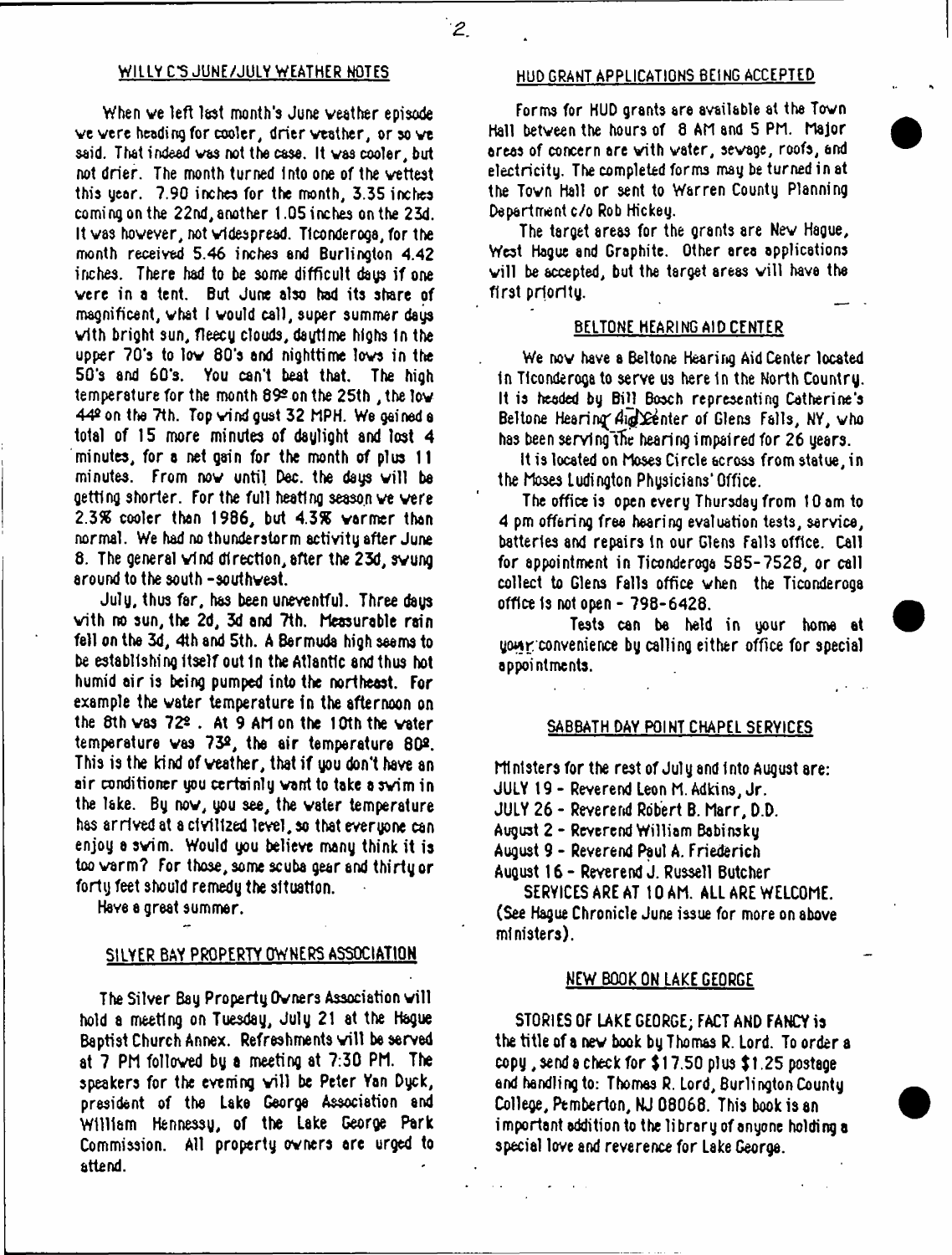## WILLY C'S JUNE/JULY WEATHER NOTES

When we left last month's June weather episode we were heading for cooler, drier weather, or so we said. That indeed was not the case. It was cooler, but not drier. The month turned into one of the wettest this year. 7.90 inches for the month, 3.35 inches coming on the 22nd, another 1.05 inches on the 23d. It was however, not widespread. Ticonderoga, for the month received 5.46 inches and Burlington 4.42 inches. There had to be some difficult days if one were in a tent. But June also had its share of magnificent, what I would call, super summer days with bright sun, fleecy clouds, daytime highs in the upper 70's to low 80's and nighttime lows in the 50's and 60's. You can't beat that. The high temperature for the month 89º on the 25th, the low 44º on the 7th. Top wind gust 32 MPH. We gained a total of 15 more minutes of daylight and lost 4 minutes, for a net gain for the month of plus 11 minutes. From now until Dec. the days will be getting shorter. For the full heating season we were 2.3% cooler than 1986, but 4.3% warmer than normal. We had no thunderstorm activity after June 8. The general wind direction, after the 23d, swung around to the south-southwest.

July, thus far, has been uneventful. Three days with no sun, the 2d, 3d and 7th. Measurable rain fell on the 3d, 4th and 5th. A Bermuda high seems to be establishing itself out in the Atlantic and thus hot humid air is being pumped into the northeast. For example the water temperature in the afternoon on the 8th was 72º. At 9 AM on the 10th the water temperature was 73º, the air temperature 80º. This is the kind of weather, that if you don't have an air conditioner you certainly want to take a swim in the lake. By now, you see, the water temperature has arrived at a civilized level, so that everyone can enjoy a swim. Would you believe many think it is too warm? For those, some scuba gear and thirty or forty feet should remedy the situation.

Have a great summer.

## SILVER BAY PROPERTY OWNERS ASSOCIATION

The Silver Bay Property Owners Association will hold a meeting on Tuesday, July 21 at the Hague Baptist Church Annex. Refreshments will be served at 7 PM followed by a meeting at 7:30 PM. The speakers for the evening will be Peter Van Dyck, president of the Lake George Association and William Hennessy, of the Lake George Park Commission. All property owners are urged to attend.

## HUD GRANT APPLICATIONS BEING ACCEPTED

Forms for HUD grants are available at the Town Hall between the hours of 8 AM and 5 PM. Major areas of concern are with water, sewage, roofs, and electricity. The completed forms may be turned in at the Town Hall or sent to Warren County Planning Department c/o Rob Hickey.

The target areas for the grants are New Hague, West Hague and Graphite. Other area applications will be accepted, but the target areas will have the first priority.

## BELTONE HEARING AID CENTER

We now have a Beltone Hearing Aid Center located in Ticonderoga to serve us here in the North Country. It is headed by Bill Bosch representing Catherine's Beltone Hearing Aid Center of Glens Falls, NY, who has been serving the hearing impaired for 26 years.

It is located on Moses Circle across from statue, in the Moses Ludington Physicians' Office.

The office is open every Thursday from 10 am to 4 pm offering free hearing evaluation tests, service, batteries and repairs in our Glens Falls office. Call for appointment in Ticonderoga 585-7528, or call collect to Glens Falls office when the Ticonderoga office is not open - 798-6428.

Tests can be held in your home at your convenience by calling either office for special appointments.

## SABBATH DAY POINT CHAPEL SERVICES

Ministers for the rest of July and into August are:

JULY 19 - Reverend Leon M. Adkins, Jr.
JULY 26 - Reverend Robert B. Marr, D.D.
August 2 - Reverend William Babinsky
August 9 - Reverend Paul A. Friederich
August 16 - Reverend J. Russell Butcher

SERVICES ARE AT 10 AM. ALL ARE WELCOME. (See Hague Chronicle June issue for more on above ministers).

## NEW BOOK ON LAKE GEORGE

STORIES OF LAKE GEORGE; FACT AND FANCY is the title of a new book by Thomas R. Lord. To order a copy, send a check for $17.50 plus $1.25 postage and handling to: Thomas R. Lord, Burlington County College, Pemberton, NJ 08068. This book is an important addition to the library of anyone holding a special love and reverence for Lake George.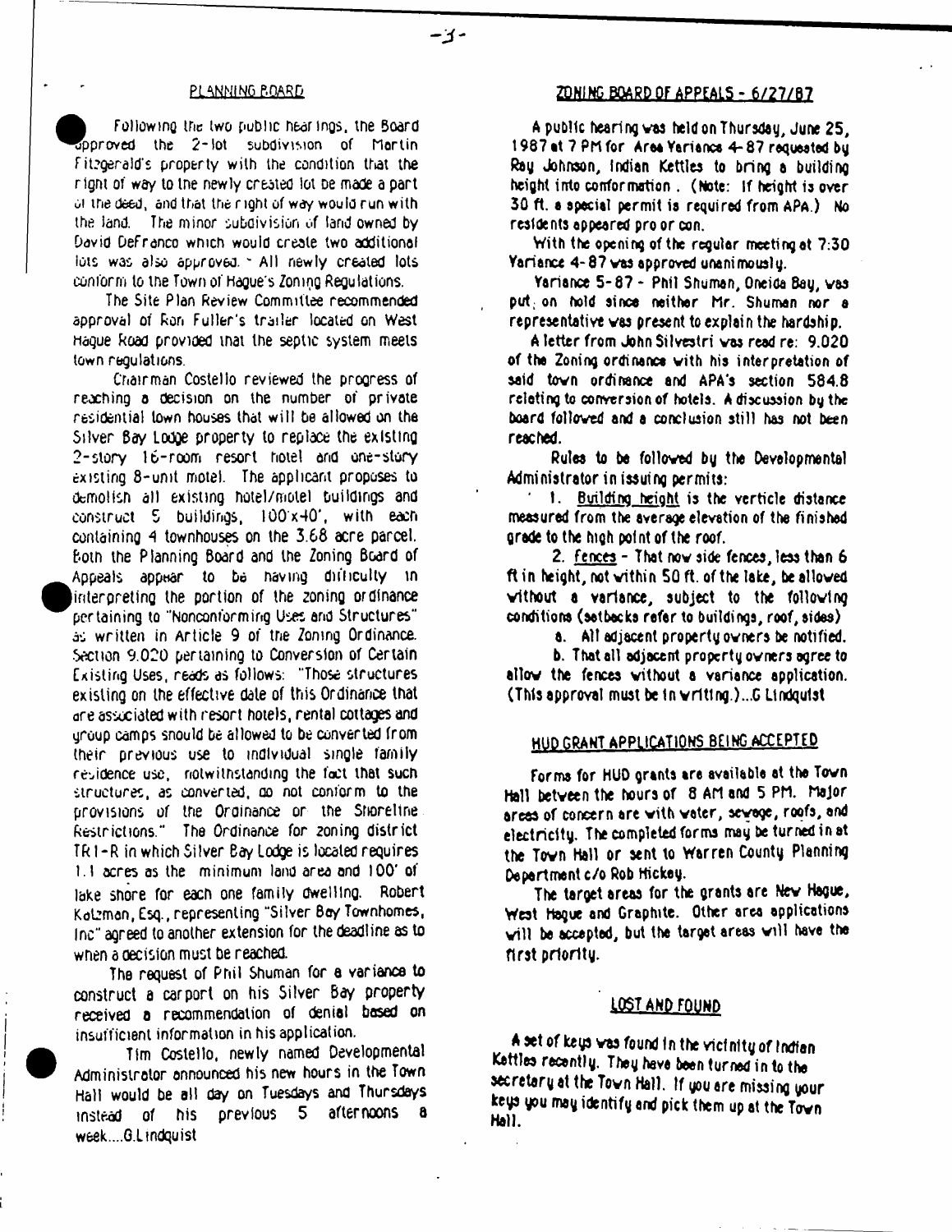## PLANNING BOARD

Following the two public hearings, the Board approved the 2-lot subdivision of Martin Fitzgerald's property with the condition that the right of way to the newly created lot be made a part of the deed, and that the right of way would run with the land. The minor subdivision of land owned by David DeFranco which would create two additional lots was also approved. All newly created lots conform to the Town of Hague's Zoning Regulations.

The Site Plan Review Committee recommended approval of Ron Fuller's trailer located on West Hague Road provided that the septic system meets town regulations.

Chairman Costello reviewed the progress of reaching a decision on the number of private residential town houses that will be allowed on the Silver Bay Lodge property to replace the existing 2-story 16-room resort hotel and one-story existing 8-unit motel. The applicant proposes to demolish all existing hotel/motel buildings and construct 5 buildings, 100'x40', with each containing 4 townhouses on the 3.68 acre parcel. Both the Planning Board and the Zoning Board of Appeals appear to be having difficulty in interpreting the portion of the zoning ordinance pertaining to "Nonconforming Uses and Structures" as written in Article 9 of the Zoning Ordinance. Section 9.020 pertaining to Conversion of Certain Existing Uses, reads as follows: "Those structures existing on the effective date of this Ordinance that are associated with resort hotels, rental cottages and group camps should be allowed to be converted from their previous use to individual single family residence use, notwithstanding the fact that such structures, as converted, do not conform to the provisions of the Ordinance or the Shoreline Restrictions." The Ordinance for zoning district TR1-R in which Silver Bay Lodge is located requires 1.1 acres as the minimum land area and 100' of lake shore for each one family dwelling. Robert Kafzman, Esq., representing "Silver Bay Townhomes, Inc" agreed to another extension for the deadline as to when a decision must be reached.

The request of Phil Shuman for a variance to construct a carport on his Silver Bay property received a recommendation of denial based on insufficient information in his application.

Tim Costello, newly named Developmental Administrator announced his new hours in the Town Hall would be all day on Tuesdays and Thursdays instead of his previous 5 afternoons a week....G.Lindquist

## ZONING BOARD OF APPEALS - 6/27/87

A public hearing was held on Thursday, June 25, 1987 at 7 PM for Area Variance 4-87 requested by Ray Johnson, Indian Kettles to bring a building height into conformation. (Note: If height is over 30 ft. a special permit is required from APA.) No residents appeared pro or con.

With the opening of the regular meeting at 7:30 Variance 4-87 was approved unanimously.

Variance 5-87 - Phil Shuman, Oneida Bay, was put on hold since neither Mr. Shuman nor a representative was present to explain the hardship.

A letter from John Silvestri was read re: 9.020 of the Zoning ordinance with his interpretation of said town ordinance and APA's section 584.8 relating to conversion of hotels. A discussion by the board followed and a conclusion still has not been reached.

Rules to be followed by the Developmental Administrator in issuing permits:

1. Building height is the verticle distance measured from the average elevation of the finished grade to the high point of the roof.

2. fences - That now side fences, less than 6 ft in height, not within 50 ft. of the lake, be allowed without a variance, subject to the following conditions (setbacks refer to buildings, roof, sides)

a. All adjacent property owners be notified.

b. That all adjacent property owners agree to allow the fences without a variance application. (This approval must be in writing.)...G Lindquist

## HUD GRANT APPLICATIONS BEING ACCEPTED

Forms for HUD grants are available at the Town Hall between the hours of 8 AM and 5 PM. Major areas of concern are with water, sewage, roofs, and electricity. The completed forms may be turned in at the Town Hall or sent to Warren County Planning Department c/o Rob Hickey.

The target areas for the grants are New Hague, West Hague and Graphite. Other area applications will be accepted, but the target areas will have the first priority.

## LOST AND FOUND

A set of keys was found in the vicinity of Indian Kettles recently. They have been turned in to the secretary at the Town Hall. If you are missing your keys you may identify and pick them up at the Town Hall.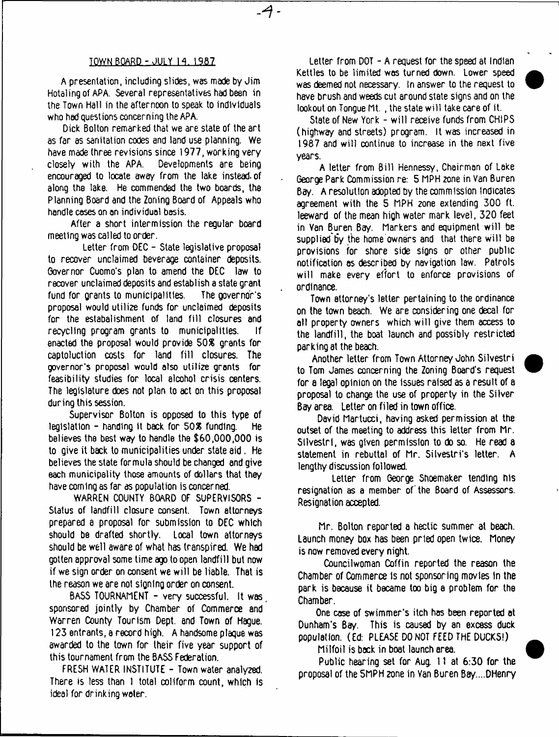## TOWN BOARD - JULY 14, 1987

A presentation, including slides, was made by Jim Hotaling of APA. Several representatives had been in the Town Hall in the afternoon to speak to individuals who had questions concerning the APA.

Dick Bolton remarked that we are state of the art as far as sanitation codes and land use planning. We have made three revisions since 1977, working very closely with the APA. Developments are being encouraged to locate away from the lake instead of along the lake. He commended the two boards, the Planning Board and the Zoning Board of Appeals who handle cases on an individual basis.

After a short intermission the regular board meeting was called to order.

Letter from DEC - State legislative proposal to recover unclaimed beverage container deposits. Governor Cuomo's plan to amend the DEC law to recover unclaimed deposits and establish a state grant fund for grants to municipalities. The governor's proposal would utilize funds for unclaimed deposits for the estabalishment of land fill closures and recycling program grants to municipalities. If enacted the proposal would provide 50% grants for captoluction costs for land fill closures. The governor's proposal would also utilize grants for feasibility studies for local alcohol crisis centers. The legislature does not plan to act on this proposal during this session.

Supervisor Bolton is opposed to this type of legislation - handing it back for 50% funding. He believes the best way to handle the $60,000,000 is to give it back to municipalities under state aid. He believes the state formula should be changed and give each municipality those amounts of dollars that they have coming as far as population is concerned.

WARREN COUNTY BOARD OF SUPERVISORS - Status of landfill closure consent. Town attorneys prepared a proposal for submission to DEC which should be drafted shortly. Local town attorneys should be well aware of what has transpired. We had gotten approval some time ago to open landfill but now if we sign order on consent we will be liable. That is the reason we are not signing order on consent.

BASS TOURNAMENT - very successful. It was sponsored jointly by Chamber of Commerce and Warren County Tourism Dept. and Town of Hague. 123 entrants, a record high. A handsome plaque was awarded to the town for their five year support of this tournament from the BASS Federation.

FRESH WATER INSTITUTE - Town water analyzed. There is less than 1 total coliform count, which is ideal for drinking water.

Letter from DOT - A request for the speed at Indian Kettles to be limited was turned down. Lower speed was deemed not necessary. In answer to the request to have brush and weeds cut around state signs and on the lookout on Tongue Mt. , the state will take care of it.

State of New York - will receive funds from CHIPS (highway and streets) program. It was increased in 1987 and will continue to increase in the next five years.

A letter from Bill Hennessy, Chairman of Lake George Park Commission re: 5 MPH zone in Van Buren Bay. A resolution adopted by the commission indicates agreement with the 5 MPH zone extending 300 ft. leeward of the mean high water mark level, 320 feet in Van Buren Bay. Markers and equipment will be supplied by the home owners and that there will be provisions for shore side signs or other public notification as described by navigation law. Patrols will make every effort to enforce provisions of ordinance.

Town attorney's letter pertaining to the ordinance on the town beach. We are considering one decal for all property owners which will give them access to the landfill, the boat launch and possibly restricted parking at the beach.

Another letter from Town Attorney John Silvestri to Tom James concerning the Zoning Board's request for a legal opinion on the issues raised as a result of a proposal to change the use of property in the Silver Bay area. Letter on filed in town office.

David Martucci, having asked permission at the outset of the meeting to address this letter from Mr. Silvestri, was given permission to do so. He read a statement in rebuttal of Mr. Silvestri's letter. A lengthy discussion followed.

Letter from George Shoemaker tending his resignation as a member of the Board of Assessors. Resignation accepted.

Mr. Bolton reported a hectic summer at beach. Launch money box has been pried open twice. Money is now removed every night.

Councilwoman Coffin reported the reason the Chamber of Commerce is not sponsoring movies in the park is because it became too big a problem for the Chamber.

One case of swimmer's itch has been reported at Dunham's Bay. This is caused by an excess duck population. (Ed: PLEASE DO NOT FEED THE DUCKS!)

Milfoil is back in boat launch area.

Public hearing set for Aug. 11 at 6:30 for the proposal of the 5MPH zone in Van Buren Bay....DHenry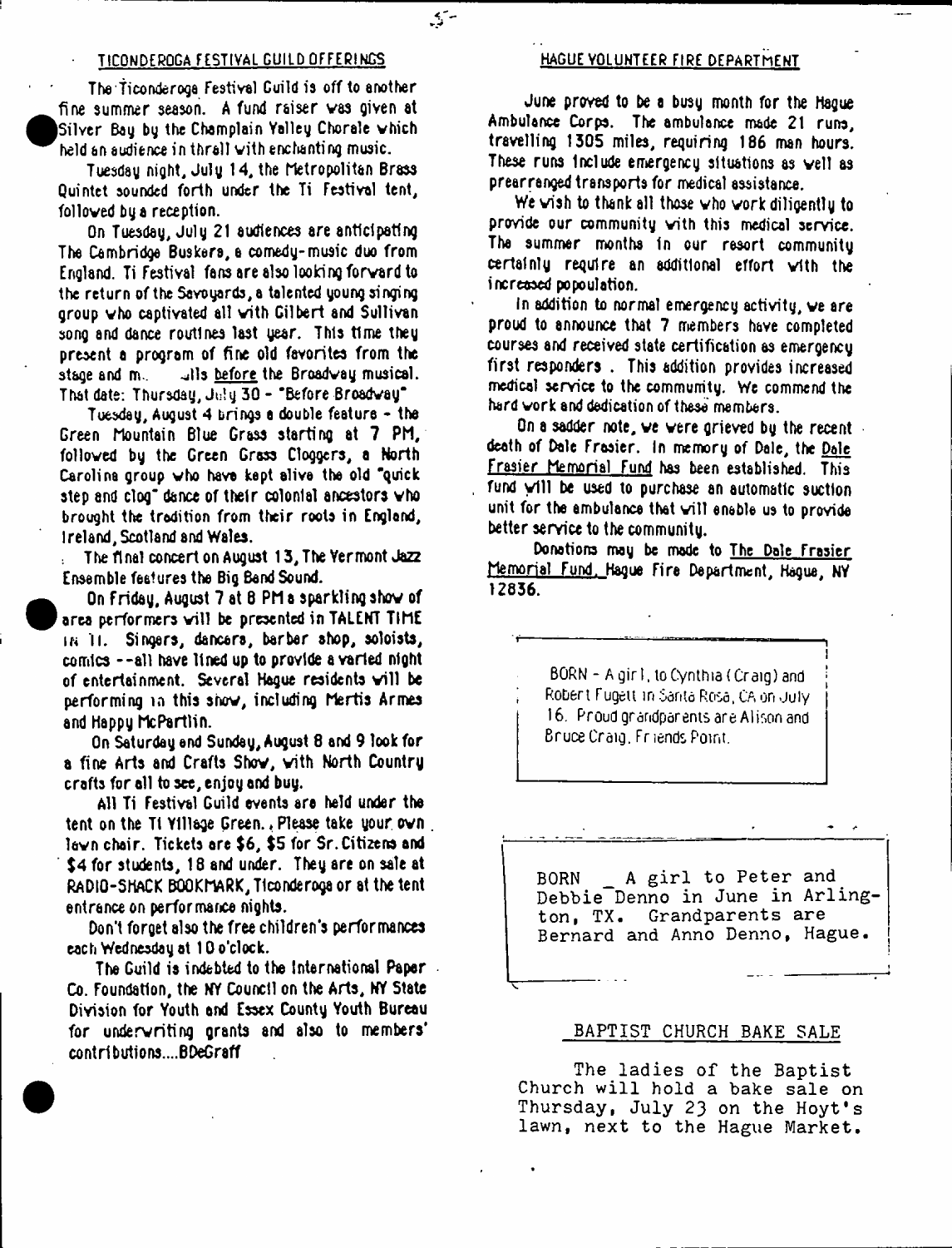## TICONDEROGA FESTIVAL GUILD OFFERINGS

The Ticonderoga Festival Guild is off to another fine summer season. A fund raiser was given at Silver Bay by the Champlain Valley Chorale which held an audience in thrall with enchanting music.

Tuesday night, July 14, the Metropolitan Brass Quintet sounded forth under the Ti Festival tent, followed by a reception.

On Tuesday, July 21 audiences are anticipating The Cambridge Buskers, a comedy-music duo from England. Ti Festival fans are also looking forward to the return of the Savoyards, a talented young singing group who captivated all with Gilbert and Sullivan song and dance routines last year. This time they present a program of fine old favorites from the stage and m... ...lls before the Broadway musical. That date: Thursday, July 30 - "Before Broadway"

Tuesday, August 4 brings a double feature - the Green Mountain Blue Grass starting at 7 PM, followed by the Green Grass Cloggers, a North Carolina group who have kept alive the old "quick step and clog" dance of their colonial ancestors who brought the tradition from their roots in England, Ireland, Scotland and Wales.

The final concert on August 13, The Vermont Jazz Ensemble features the Big Band Sound.

On Friday, August 7 at 8 PM a sparkling show of area performers will be presented in TALENT TIME IN TI. Singers, dancers, barber shop, soloists, comics --all have lined up to provide a varied night of entertainment. Several Hague residents will be performing in this show, including Mertis Armes and Happy McPartlin.

On Saturday and Sunday, August 8 and 9 look for a fine Arts and Crafts Show, with North Country crafts for all to see, enjoy and buy.

All Ti Festival Guild events are held under the tent on the Ti Village Green. Please take your own lawn chair. Tickets are $6, $5 for Sr. Citizens and $4 for students, 18 and under. They are on sale at RADIO-SHACK BOOKMARK, Ticonderoga or at the tent entrance on performance nights.

Don't forget also the free children's performances each Wednesday at 10 o'clock.

The Guild is indebted to the International Paper Co. Foundation, the NY Council on the Arts, NY State Division for Youth and Essex County Youth Bureau for underwriting grants and also to members' contributions....BDeGraff

## HAGUE VOLUNTEER FIRE DEPARTMENT

June proved to be a busy month for the Hague Ambulance Corps. The ambulance made 21 runs, travelling 1305 miles, requiring 186 man hours. These runs include emergency situations as well as prearranged transports for medical assistance.

We wish to thank all those who work diligently to provide our community with this medical service. The summer months in our resort community certainly require an additional effort with the increased popoulation.

In addition to normal emergency activity, we are proud to announce that 7 members have completed courses and received state certification as emergency first responders. This addition provides increased medical service to the community. We commend the hard work and dedication of these members.

On a sadder note, we were grieved by the recent death of Dale Frasier. In memory of Dale, the Dale Frasier Memorial Fund has been established. This fund will be used to purchase an automatic suction unit for the ambulance that will enable us to provide better service to the community.

Donations may be made to The Dale Frasier Memorial Fund, Hague Fire Department, Hague, NY 12836.

BORN - A girl, to Cynthia (Craig) and Robert Fugett in Santa Rosa, CA on July 16. Proud grandparents are Alison and Bruce Craig, Friends Point.

BORN - A girl to Peter and Debbie Denno in June in Arlington, TX. Grandparents are Bernard and Anno Denno, Hague.

## BAPTIST CHURCH BAKE SALE

The ladies of the Baptist Church will hold a bake sale on Thursday, July 23 on the Hoyt's lawn, next to the Hague Market.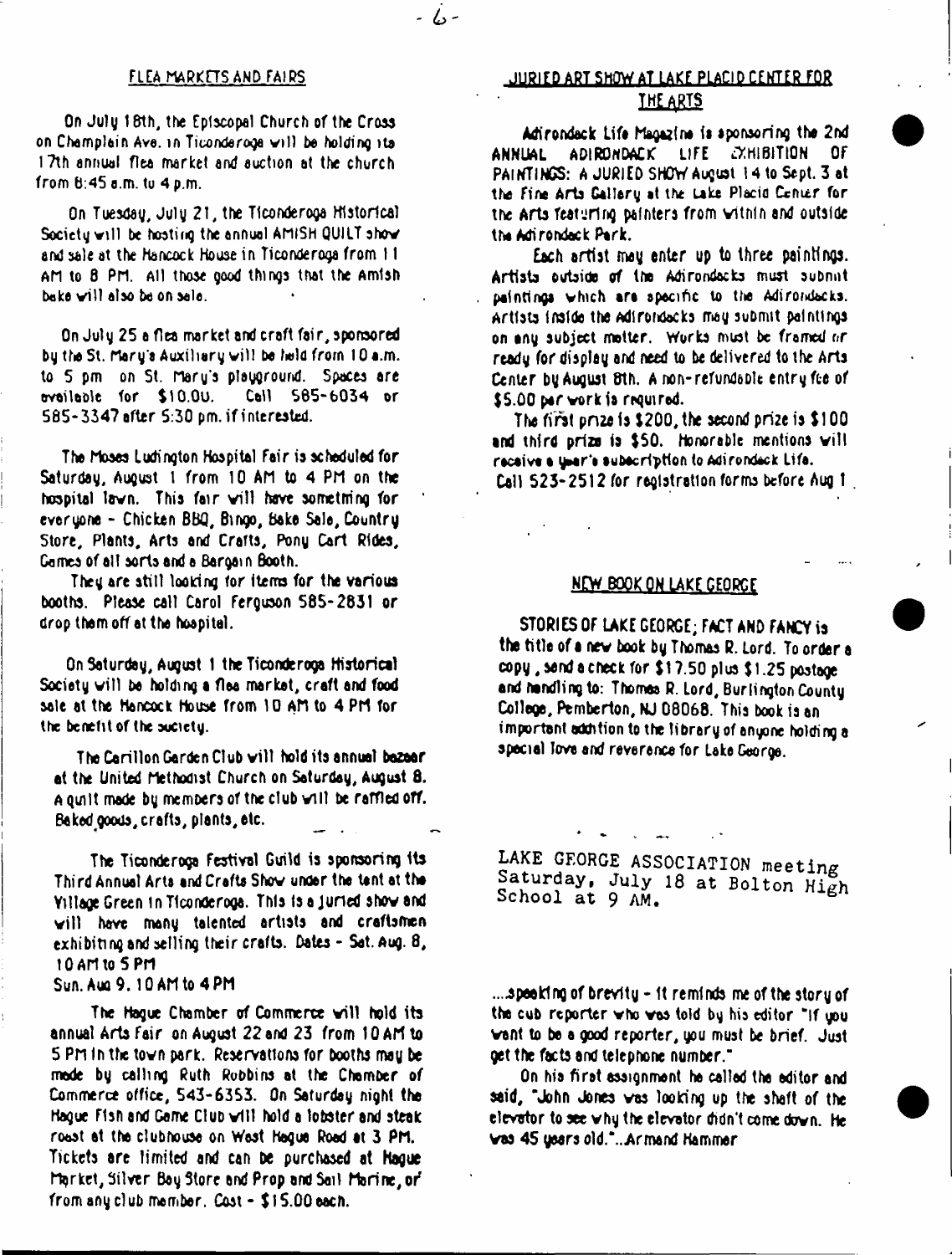## FLEA MARKETS AND FAIRS

On July 18th, the Episcopal Church of the Cross on Champlain Ave. in Ticonderoga will be holding its 17th annual flea market and auction at the church from 8:45 a.m. to 4 p.m.

On Tuesday, July 21, the Ticonderoga Historical Society will be hosting the annual AMISH QUILT show and sale at the Hancock House in Ticonderoga from 11 AM to 8 PM. All those good things that the Amish bake will also be on sale.

On July 25 a flea market and craft fair, sponsored by the St. Mary's Auxiliary will be held from 10 a.m. to 5 pm on St. Mary's playground. Spaces are available for $10.00. Call 585-6034 or 585-3347 after 5:30 pm. if interested.

The Moses Ludington Hospital Fair is scheduled for Saturday, August 1 from 10 AM to 4 PM on the hospital lawn. This fair will have something for everyone - Chicken BBQ, Bingo, Bake Sale, Country Store, Plants, Arts and Crafts, Pony Cart Rides, Games of all sorts and a Bargain Booth.

They are still looking for items for the various booths. Please call Carol Ferguson 585-2831 or drop them off at the hospital.

On Saturday, August 1 the Ticonderoga Historical Society will be holding a flea market, craft and food sale at the Hancock House from 10 AM to 4 PM for the benefit of the society.

The Carillon Garden Club will hold its annual bazaar at the United Methodist Church on Saturday, August 8. A quilt made by members of the club will be raffled off. Baked goods, crafts, plants, etc.

The Ticonderoga Festival Guild is sponsoring its Third Annual Arts and Crafts Show under the tent at the Village Green in Ticonderoga. This is a juried show and will have many talented artists and craftsmen exhibiting and selling their crafts. Dates - Sat. Aug. 8, 10 AM to 5 PM
Sun. Aug 9. 10 AM to 4 PM

The Hague Chamber of Commerce will hold its annual Arts Fair on August 22 and 23 from 10 AM to 5 PM in the town park. Reservations for booths may be made by calling Ruth Robbins at the Chamber of Commerce office, 543-6353. On Saturday night the Hague Fish and Game Club will hold a lobster and steak roast at the clubhouse on West Hague Road at 3 PM. Tickets are limited and can be purchased at Hague Market, Silver Bay Store and Prop and Sail Marine, or from any club member. Cost - $15.00 each.

## JURIED ART SHOW AT LAKE PLACID CENTER FOR THE ARTS

Adirondack Life Magazine is sponsoring the 2nd ANNUAL ADIRONDACK LIFE EXHIBITION OF PAINTINGS: A JURIED SHOW August 14 to Sept. 3 at the Fine Arts Gallery at the Lake Placid Center for the Arts featuring painters from within and outside the Adirondack Park.

Each artist may enter up to three paintings. Artists outside of the Adirondacks must submit paintings which are specific to the Adirondacks. Artists inside the Adirondacks may submit paintings on any subject matter. Works must be framed or ready for display and need to be delivered to the Arts Center by August 8th. A non-refundable entry fee of $5.00 per work is required.

The first prize is $200, the second prize is $100 and third prize is $50. Honorable mentions will receive a year's subscription to Adirondack Life.
Call 523-2512 for registration forms before Aug 1.

## NEW BOOK ON LAKE GEORGE

STORIES OF LAKE GEORGE; FACT AND FANCY is the title of a new book by Thomas R. Lord. To order a copy, send a check for $17.50 plus $1.25 postage and handling to: Thomas R. Lord, Burlington County College, Pemberton, NJ 08068. This book is an important addition to the library of anyone holding a special love and reverence for Lake George.

LAKE GEORGE ASSOCIATION meeting Saturday, July 18 at Bolton High School at 9 AM.

...speaking of brevity - it reminds me of the story of the cub reporter who was told by his editor "If you want to be a good reporter, you must be brief. Just get the facts and telephone number."

On his first assignment he called the editor and said, "John Jones was looking up the shaft of the elevator to see why the elevator didn't come down. He was 45 years old."...Armand Hammer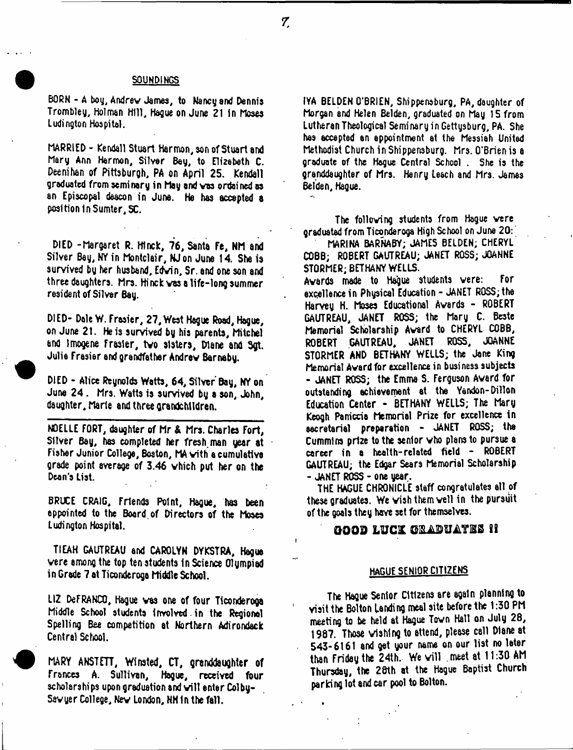## SOUNDINGS

BORN - A boy, Andrew James, to Nancy and Dennis Trombley, Holman Hill, Hague on June 21 in Moses Ludington Hospital.

MARRIED - Kendall Stuart Harmon, son of Stuart and Mary Ann Harmon, Silver Bay, to Elizabeth C. Deenihan of Pittsburgh, PA on April 25. Kendall graduated from seminary in May and was ordained as an Episcopal deacon in June. He has accepted a position in Sumter, SC.

DIED - Margaret R. Hinck, 76, Santa Fe, NM and Silver Bay, NY in Montclair, NJ on June 14. She is survived by her husband, Edwin, Sr. and one son and three daughters. Mrs. Hinck was a life-long summer resident of Silver Bay.

DIED- Dale W. Frasier, 27, West Hague Road, Hague, on June 21. He is survived by his parents, Mitchel and Imogene Frasier, two sisters, Diane and Sgt. Julie Frasier and grandfather Andrew Barnaby.

DIED - Alice Reynolds Watts, 64, Silver Bay, NY on June 24. Mrs. Watts is survived by a son, John, daughter, Marie and three grandchildren.

---

NOELLE FORT, daughter of Mr & Mrs. Charles Fort, Silver Bay, has completed her fresh man year at Fisher Junior College, Boston, MA with a cumulative grade point average of 3.46 which put her on the Dean's List.

BRUCE CRAIG, Friends Point, Hague, has been appointed to the Board of Directors of the Moses Ludington Hospital.

TIEAH GAUTREAU and CAROLYN DYKSTRA, Hague were among the top ten students in Science Olympiad in Grade 7 at Ticonderoga Middle School.

LIZ DeFRANCO, Hague was one of four Ticonderoga Middle School students involved in the Regional Spelling Bee competition at Northern Adirondack Central School.

MARY ANSTETT, Winsted, CT, granddaughter of Frances A. Sullivan, Hague, received four scholarships upon graduation and will enter Colby-Sawyer College, New London, NH in the fall.

IYA BELDEN O'BRIEN, Shippensburg, PA, daughter of Morgan and Helen Belden, graduated on May 15 from Lutheran Theological Seminary in Gettysburg, PA. She has accepted an appointment at the Messiah United Methodist Church in Shippensburg. Mrs. O'Brien is a graduate of the Hague Central School. She is the granddaughter of Mrs. Henry Leach and Mrs. James Belden, Hague.

The following students from Hague were graduated from Ticonderoga High School on June 20:

MARINA BARNABY; JAMES BELDEN; CHERYL COBB; ROBERT GAUTREAU; JANET ROSS; JOANNE STORMER; BETHANY WELLS.

Awards made to Hague students were: For excellence in Physical Education - JANET ROSS; the Harvey H. Moses Educational Awards - ROBERT GAUTREAU, JANET ROSS; the Mary C. Beste Memorial Scholarship Award to CHERYL COBB, ROBERT GAUTREAU, JANET ROSS, JOANNE STORMER AND BETHANY WELLS; the Jane King Memorial Award for excellence in business subjects - JANET ROSS; the Emma S. Ferguson Award for outstanding achievement at the Yandon-Dillon Education Center - BETHANY WELLS; The Mary Keogh Paniccia Memorial Prize for excellence in secretarial preparation - JANET ROSS; the Cummins prize to the senior who plans to pursue a career in a health-related field - ROBERT GAUTREAU; the Edgar Sears Memorial Scholarship - JANET ROSS - one year.

THE HAGUE CHRONICLE staff congratulates all of these graduates. We wish them well in the pursuit of the goals they have set for themselves.

**GOOD LUCK GRADUATES !!**

## HAGUE SENIOR CITIZENS

The Hague Senior Citizens are again planning to visit the Bolton Landing meal site before the 1:30 PM meeting to be held at Hague Town Hall on July 28, 1987. Those wishing to attend, please call Diane at 543-6161 and get your name on our list no later than Friday the 24th. We will meet at 11:30 AM Thursday, the 28th at the Hague Baptist Church parking lot and car pool to Bolton.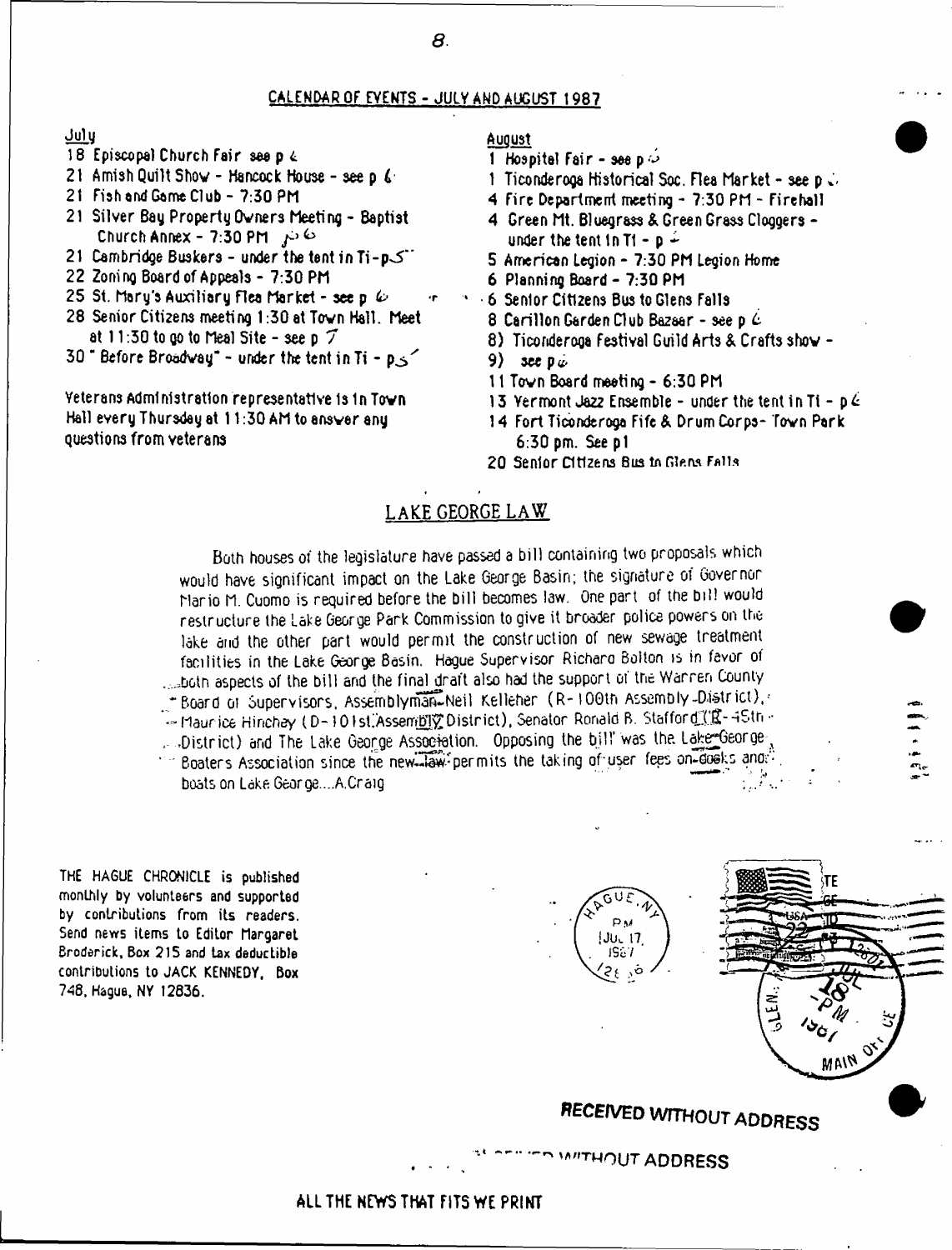## CALENDAR OF EVENTS - JULY AND AUGUST 1987

**July**

- 18 Episcopal Church Fair see p 6
- 21 Amish Quilt Show - Hancock House - see p 6
- 21 Fish and Game Club - 7:30 PM
- 21 Silver Bay Property Owners Meeting - Baptist Church Annex - 7:30 PM p 6
- 21 Cambridge Buskers - under the tent in Ti-p5
- 22 Zoning Board of Appeals - 7:30 PM
- 25 St. Mary's Auxiliary Flea Market - see p 6
- 28 Senior Citizens meeting 1:30 at Town Hall. Meet at 11:30 to go to Meal Site - see p 7
- 30 "Before Broadway" - under the tent in Ti - p5

Veterans Administration representative is in Town Hall every Thursday at 11:30 AM to answer any questions from veterans

**August**

- 1 Hospital Fair - see p 6
- 1 Ticonderoga Historical Soc. Flea Market - see p 6
- 4 Fire Department meeting - 7:30 PM - Firehall
- 4 Green Mt. Bluegrass & Green Grass Cloggers - under the tent in Ti - p 5
- 5 American Legion - 7:30 PM Legion Home
- 6 Planning Board - 7:30 PM
- 6 Senior Citizens Bus to Glens Falls
- 8 Carillon Garden Club Bazaar - see p 6
- 8) Ticonderoga Festival Guild Arts & Crafts show -
- 9) see p 6
- 11 Town Board meeting - 6:30 PM
- 13 Vermont Jazz Ensemble - under the tent in Ti - p 6
- 14 Fort Ticonderoga Fife & Drum Corps- Town Park 6:30 pm. See p1
- 20 Senior Citizens Bus to Glens Falls

## LAKE GEORGE LAW

Both houses of the legislature have passed a bill containing two proposals which would have significant impact on the Lake George Basin; the signature of Governor Mario M. Cuomo is required before the bill becomes law. One part of the bill would restructure the Lake George Park Commission to give it broader police powers on the lake and the other part would permit the construction of new sewage treatment facilities in the Lake George Basin. Hague Supervisor Richard Bolton is in favor of both aspects of the bill and the final draft also had the support of the Warren County Board of Supervisors, Assemblyman Neil Kelleher (R-100th Assembly District), Maurice Hinchey (D-101st Assembly District), Senator Ronald B. Stafford (R-45th District) and The Lake George Association. Opposing the bill was the Lake George Boaters Association since the new law permits the taking of user fees on docks and boats on Lake George....A.Craig

THE HAGUE CHRONICLE is published monthly by volunteers and supported by contributions from its readers. Send news items to Editor Margaret Broderick, Box 215 and tax deductible contributions to JACK KENNEDY, Box 748, Hague, NY 12836.

HAGUE, NY PM JUL 17 1987

GLENS FALLS MAIN OFF JUL 18 PM 1987

RECEIVED WITHOUT ADDRESS

RECEIVED WITHOUT ADDRESS

ALL THE NEWS THAT FITS WE PRINT